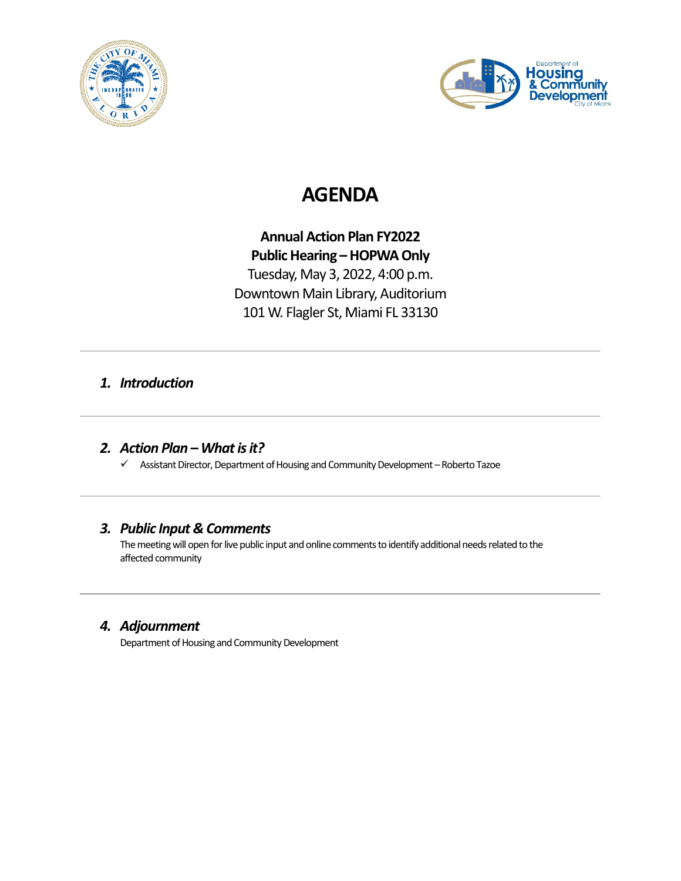# AGENDA

**Annual Action Plan FY2022**
**Public Hearing – HOPWA Only**
Tuesday, May 3, 2022, 4:00 p.m.
Downtown Main Library, Auditorium
101 W. Flagler St, Miami FL 33130

---

## *1. Introduction*

---

## *2. Action Plan – What is it?*

- ✓ Assistant Director, Department of Housing and Community Development – Roberto Tazoe

---

## *3. Public Input & Comments*

The meeting will open for live public input and online comments to identify additional needs related to the affected community

---

## *4. Adjournment*

Department of Housing and Community Development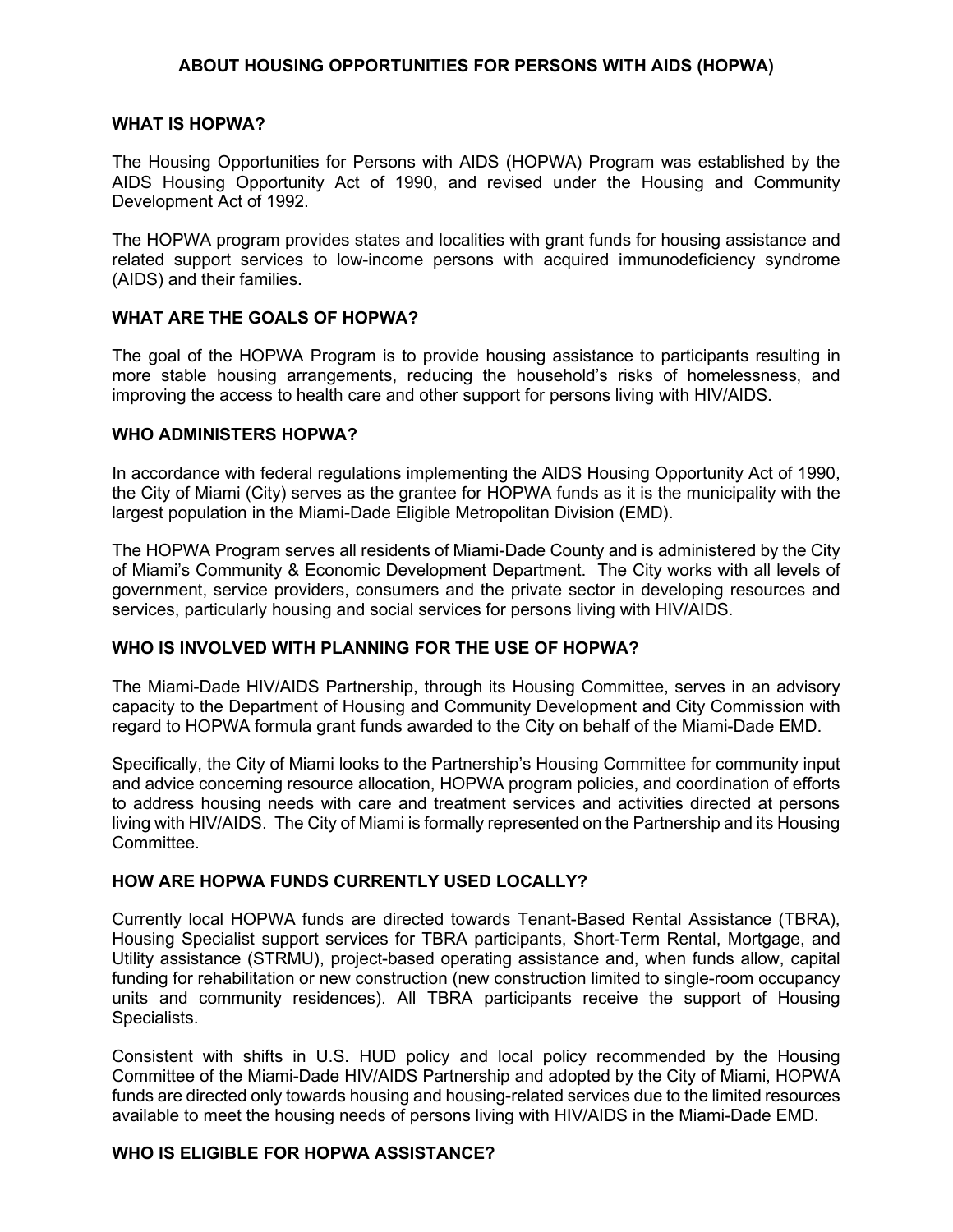# ABOUT HOUSING OPPORTUNITIES FOR PERSONS WITH AIDS (HOPWA)

## WHAT IS HOPWA?

The Housing Opportunities for Persons with AIDS (HOPWA) Program was established by the AIDS Housing Opportunity Act of 1990, and revised under the Housing and Community Development Act of 1992.

The HOPWA program provides states and localities with grant funds for housing assistance and related support services to low-income persons with acquired immunodeficiency syndrome (AIDS) and their families.

## WHAT ARE THE GOALS OF HOPWA?

The goal of the HOPWA Program is to provide housing assistance to participants resulting in more stable housing arrangements, reducing the household's risks of homelessness, and improving the access to health care and other support for persons living with HIV/AIDS.

## WHO ADMINISTERS HOPWA?

In accordance with federal regulations implementing the AIDS Housing Opportunity Act of 1990, the City of Miami (City) serves as the grantee for HOPWA funds as it is the municipality with the largest population in the Miami-Dade Eligible Metropolitan Division (EMD).

The HOPWA Program serves all residents of Miami-Dade County and is administered by the City of Miami's Community & Economic Development Department. The City works with all levels of government, service providers, consumers and the private sector in developing resources and services, particularly housing and social services for persons living with HIV/AIDS.

## WHO IS INVOLVED WITH PLANNING FOR THE USE OF HOPWA?

The Miami-Dade HIV/AIDS Partnership, through its Housing Committee, serves in an advisory capacity to the Department of Housing and Community Development and City Commission with regard to HOPWA formula grant funds awarded to the City on behalf of the Miami-Dade EMD.

Specifically, the City of Miami looks to the Partnership's Housing Committee for community input and advice concerning resource allocation, HOPWA program policies, and coordination of efforts to address housing needs with care and treatment services and activities directed at persons living with HIV/AIDS. The City of Miami is formally represented on the Partnership and its Housing Committee.

## HOW ARE HOPWA FUNDS CURRENTLY USED LOCALLY?

Currently local HOPWA funds are directed towards Tenant-Based Rental Assistance (TBRA), Housing Specialist support services for TBRA participants, Short-Term Rental, Mortgage, and Utility assistance (STRMU), project-based operating assistance and, when funds allow, capital funding for rehabilitation or new construction (new construction limited to single-room occupancy units and community residences). All TBRA participants receive the support of Housing Specialists.

Consistent with shifts in U.S. HUD policy and local policy recommended by the Housing Committee of the Miami-Dade HIV/AIDS Partnership and adopted by the City of Miami, HOPWA funds are directed only towards housing and housing-related services due to the limited resources available to meet the housing needs of persons living with HIV/AIDS in the Miami-Dade EMD.

## WHO IS ELIGIBLE FOR HOPWA ASSISTANCE?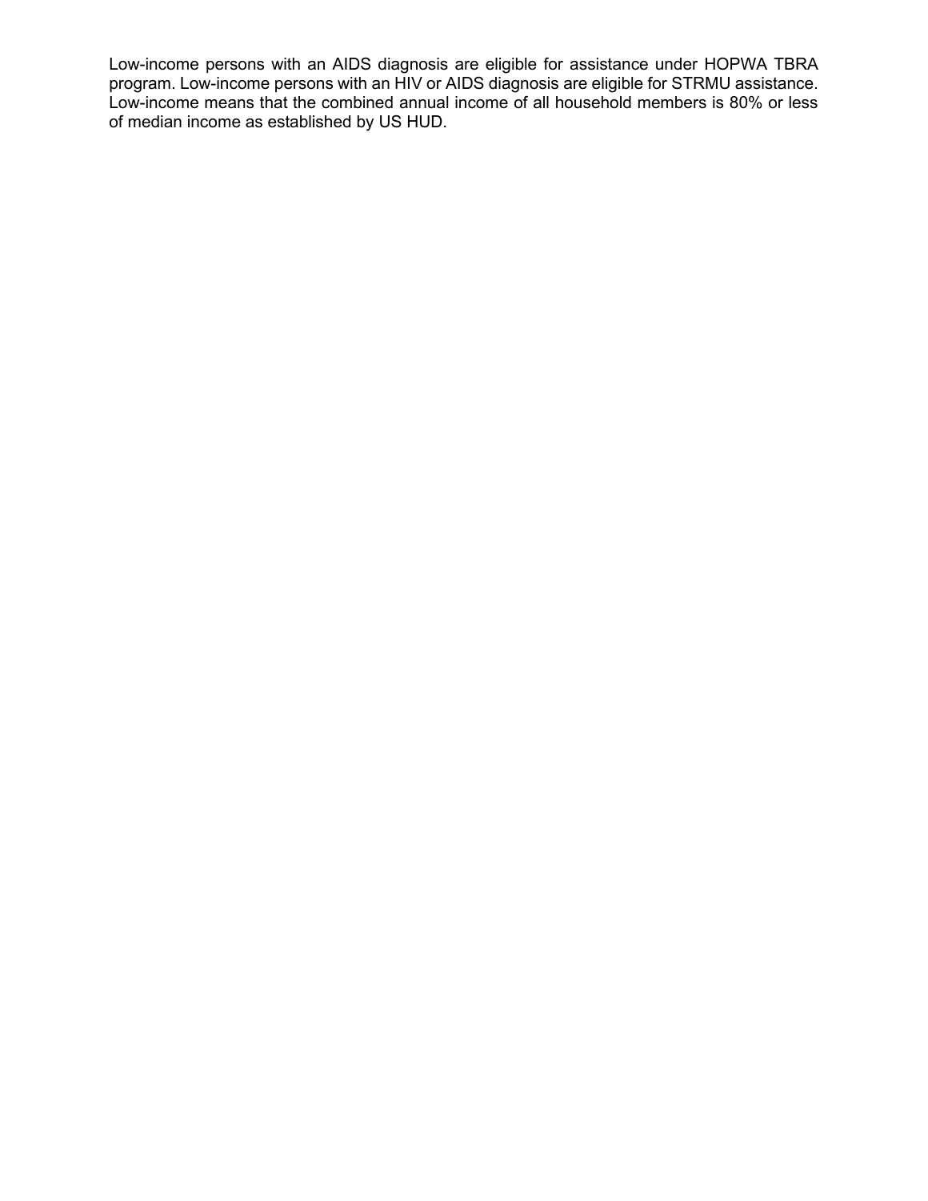Low-income persons with an AIDS diagnosis are eligible for assistance under HOPWA TBRA program. Low-income persons with an HIV or AIDS diagnosis are eligible for STRMU assistance. Low-income means that the combined annual income of all household members is 80% or less of median income as established by US HUD.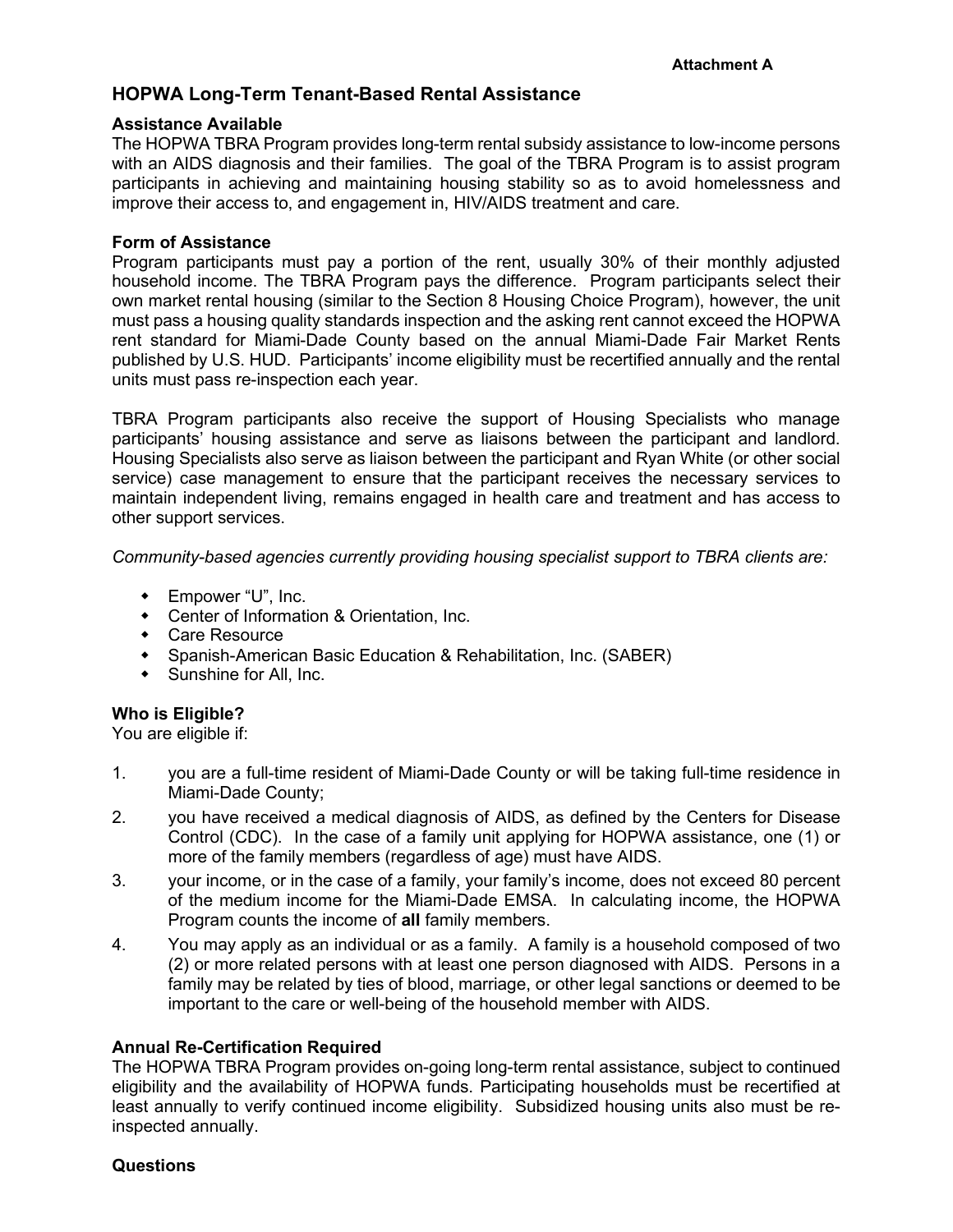**Attachment A**

# HOPWA Long-Term Tenant-Based Rental Assistance

**Assistance Available**

The HOPWA TBRA Program provides long-term rental subsidy assistance to low-income persons with an AIDS diagnosis and their families. The goal of the TBRA Program is to assist program participants in achieving and maintaining housing stability so as to avoid homelessness and improve their access to, and engagement in, HIV/AIDS treatment and care.

**Form of Assistance**

Program participants must pay a portion of the rent, usually 30% of their monthly adjusted household income. The TBRA Program pays the difference. Program participants select their own market rental housing (similar to the Section 8 Housing Choice Program), however, the unit must pass a housing quality standards inspection and the asking rent cannot exceed the HOPWA rent standard for Miami-Dade County based on the annual Miami-Dade Fair Market Rents published by U.S. HUD. Participants' income eligibility must be recertified annually and the rental units must pass re-inspection each year.

TBRA Program participants also receive the support of Housing Specialists who manage participants' housing assistance and serve as liaisons between the participant and landlord. Housing Specialists also serve as liaison between the participant and Ryan White (or other social service) case management to ensure that the participant receives the necessary services to maintain independent living, remains engaged in health care and treatment and has access to other support services.

*Community-based agencies currently providing housing specialist support to TBRA clients are:*

- Empower "U", Inc.
- Center of Information & Orientation, Inc.
- Care Resource
- Spanish-American Basic Education & Rehabilitation, Inc. (SABER)
- Sunshine for All, Inc.

**Who is Eligible?**

You are eligible if:

1. you are a full-time resident of Miami-Dade County or will be taking full-time residence in Miami-Dade County;
2. you have received a medical diagnosis of AIDS, as defined by the Centers for Disease Control (CDC). In the case of a family unit applying for HOPWA assistance, one (1) or more of the family members (regardless of age) must have AIDS.
3. your income, or in the case of a family, your family's income, does not exceed 80 percent of the medium income for the Miami-Dade EMSA. In calculating income, the HOPWA Program counts the income of **all** family members.
4. You may apply as an individual or as a family. A family is a household composed of two (2) or more related persons with at least one person diagnosed with AIDS. Persons in a family may be related by ties of blood, marriage, or other legal sanctions or deemed to be important to the care or well-being of the household member with AIDS.

**Annual Re-Certification Required**

The HOPWA TBRA Program provides on-going long-term rental assistance, subject to continued eligibility and the availability of HOPWA funds. Participating households must be recertified at least annually to verify continued income eligibility. Subsidized housing units also must be re-inspected annually.

**Questions**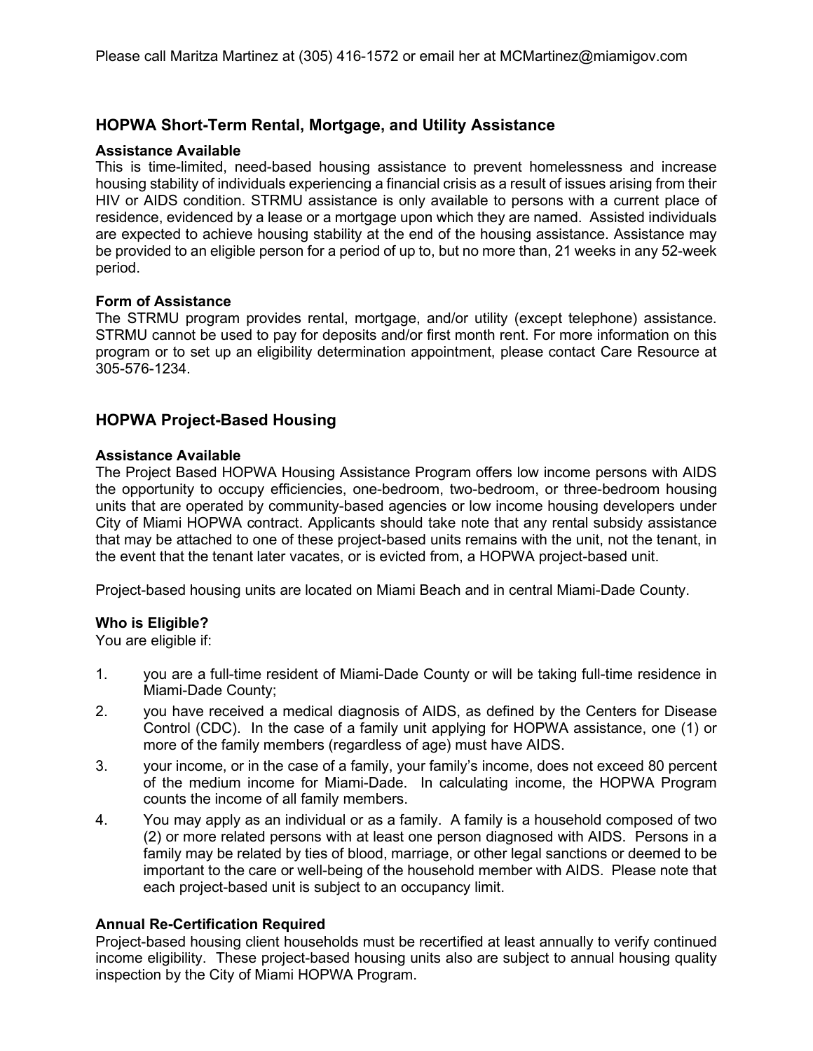Please call Maritza Martinez at (305) 416-1572 or email her at MCMartinez@miamigov.com

## HOPWA Short-Term Rental, Mortgage, and Utility Assistance

### Assistance Available

This is time-limited, need-based housing assistance to prevent homelessness and increase housing stability of individuals experiencing a financial crisis as a result of issues arising from their HIV or AIDS condition. STRMU assistance is only available to persons with a current place of residence, evidenced by a lease or a mortgage upon which they are named. Assisted individuals are expected to achieve housing stability at the end of the housing assistance. Assistance may be provided to an eligible person for a period of up to, but no more than, 21 weeks in any 52-week period.

### Form of Assistance

The STRMU program provides rental, mortgage, and/or utility (except telephone) assistance. STRMU cannot be used to pay for deposits and/or first month rent. For more information on this program or to set up an eligibility determination appointment, please contact Care Resource at 305-576-1234.

## HOPWA Project-Based Housing

### Assistance Available

The Project Based HOPWA Housing Assistance Program offers low income persons with AIDS the opportunity to occupy efficiencies, one-bedroom, two-bedroom, or three-bedroom housing units that are operated by community-based agencies or low income housing developers under City of Miami HOPWA contract. Applicants should take note that any rental subsidy assistance that may be attached to one of these project-based units remains with the unit, not the tenant, in the event that the tenant later vacates, or is evicted from, a HOPWA project-based unit.

Project-based housing units are located on Miami Beach and in central Miami-Dade County.

### Who is Eligible?

You are eligible if:

1. you are a full-time resident of Miami-Dade County or will be taking full-time residence in Miami-Dade County;
2. you have received a medical diagnosis of AIDS, as defined by the Centers for Disease Control (CDC). In the case of a family unit applying for HOPWA assistance, one (1) or more of the family members (regardless of age) must have AIDS.
3. your income, or in the case of a family, your family's income, does not exceed 80 percent of the medium income for Miami-Dade. In calculating income, the HOPWA Program counts the income of all family members.
4. You may apply as an individual or as a family. A family is a household composed of two (2) or more related persons with at least one person diagnosed with AIDS. Persons in a family may be related by ties of blood, marriage, or other legal sanctions or deemed to be important to the care or well-being of the household member with AIDS. Please note that each project-based unit is subject to an occupancy limit.

### Annual Re-Certification Required

Project-based housing client households must be recertified at least annually to verify continued income eligibility. These project-based housing units also are subject to annual housing quality inspection by the City of Miami HOPWA Program.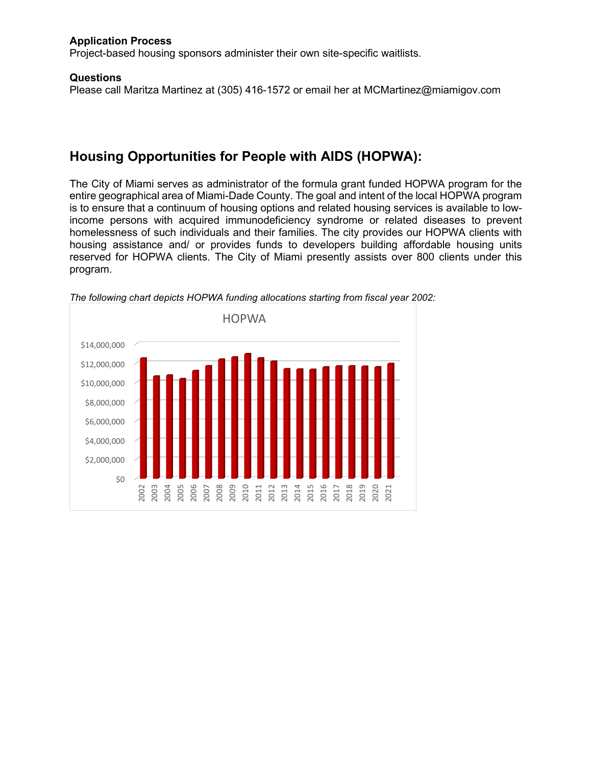**Application Process**

Project-based housing sponsors administer their own site-specific waitlists.

**Questions**

Please call Maritza Martinez at (305) 416-1572 or email her at MCMartinez@miamigov.com

## Housing Opportunities for People with AIDS (HOPWA):

The City of Miami serves as administrator of the formula grant funded HOPWA program for the entire geographical area of Miami-Dade County. The goal and intent of the local HOPWA program is to ensure that a continuum of housing options and related housing services is available to low-income persons with acquired immunodeficiency syndrome or related diseases to prevent homelessness of such individuals and their families. The city provides our HOPWA clients with housing assistance and/ or provides funds to developers building affordable housing units reserved for HOPWA clients. The City of Miami presently assists over 800 clients under this program.

*The following chart depicts HOPWA funding allocations starting from fiscal year 2002:*

HOPWA

$14,000,000
$12,000,000
$10,000,000
$8,000,000
$6,000,000
$4,000,000
$2,000,000
$0

2002 2003 2004 2005 2006 2007 2008 2009 2010 2011 2012 2013 2014 2015 2016 2017 2018 2019 2020 2021